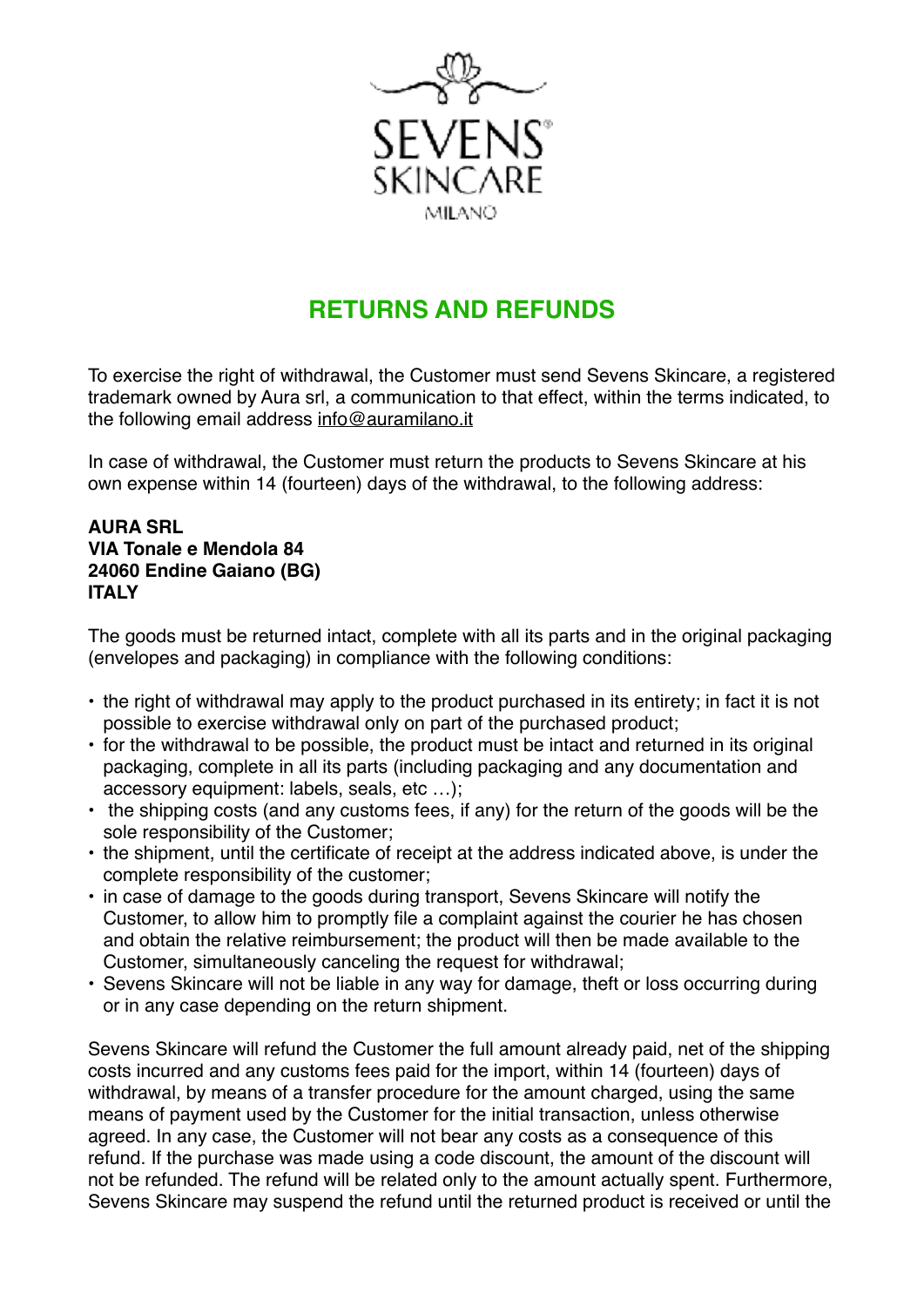SEVENS® SKINCARE MILANO

# RETURNS AND REFUNDS

To exercise the right of withdrawal, the Customer must send Sevens Skincare, a registered trademark owned by Aura srl, a communication to that effect, within the terms indicated, to the following email address info@auramilano.it

In case of withdrawal, the Customer must return the products to Sevens Skincare at his own expense within 14 (fourteen) days of the withdrawal, to the following address:

**AURA SRL**
**VIA Tonale e Mendola 84**
**24060 Endine Gaiano (BG)**
**ITALY**

The goods must be returned intact, complete with all its parts and in the original packaging (envelopes and packaging) in compliance with the following conditions:

- the right of withdrawal may apply to the product purchased in its entirety; in fact it is not possible to exercise withdrawal only on part of the purchased product;
- for the withdrawal to be possible, the product must be intact and returned in its original packaging, complete in all its parts (including packaging and any documentation and accessory equipment: labels, seals, etc …);
- the shipping costs (and any customs fees, if any) for the return of the goods will be the sole responsibility of the Customer;
- the shipment, until the certificate of receipt at the address indicated above, is under the complete responsibility of the customer;
- in case of damage to the goods during transport, Sevens Skincare will notify the Customer, to allow him to promptly file a complaint against the courier he has chosen and obtain the relative reimbursement; the product will then be made available to the Customer, simultaneously canceling the request for withdrawal;
- Sevens Skincare will not be liable in any way for damage, theft or loss occurring during or in any case depending on the return shipment.

Sevens Skincare will refund the Customer the full amount already paid, net of the shipping costs incurred and any customs fees paid for the import, within 14 (fourteen) days of withdrawal, by means of a transfer procedure for the amount charged, using the same means of payment used by the Customer for the initial transaction, unless otherwise agreed. In any case, the Customer will not bear any costs as a consequence of this refund. If the purchase was made using a code discount, the amount of the discount will not be refunded. The refund will be related only to the amount actually spent. Furthermore, Sevens Skincare may suspend the refund until the returned product is received or until the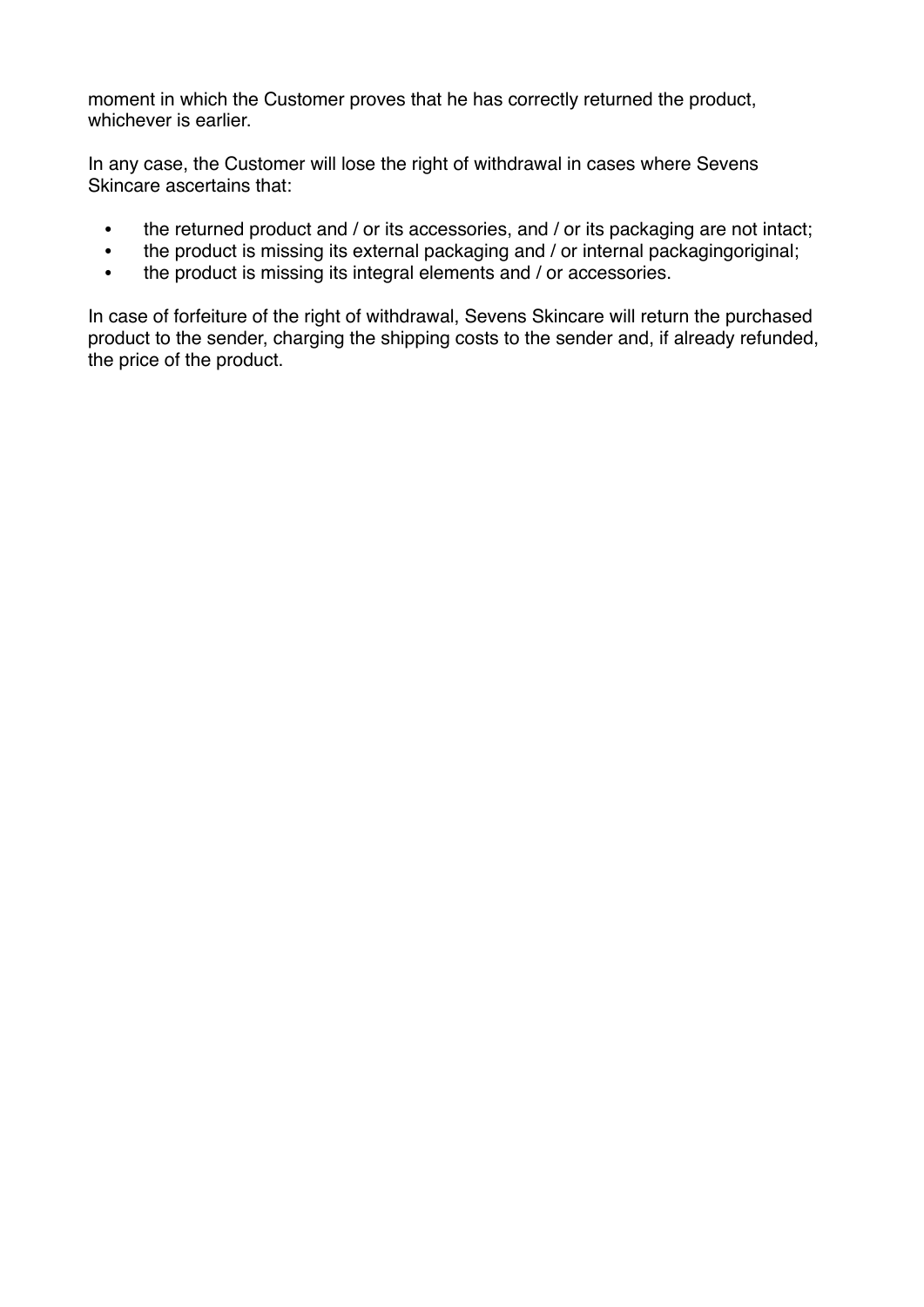moment in which the Customer proves that he has correctly returned the product, whichever is earlier.

In any case, the Customer will lose the right of withdrawal in cases where Sevens Skincare ascertains that:

- the returned product and / or its accessories, and / or its packaging are not intact;
- the product is missing its external packaging and / or internal packagingoriginal;
- the product is missing its integral elements and / or accessories.

In case of forfeiture of the right of withdrawal, Sevens Skincare will return the purchased product to the sender, charging the shipping costs to the sender and, if already refunded, the price of the product.